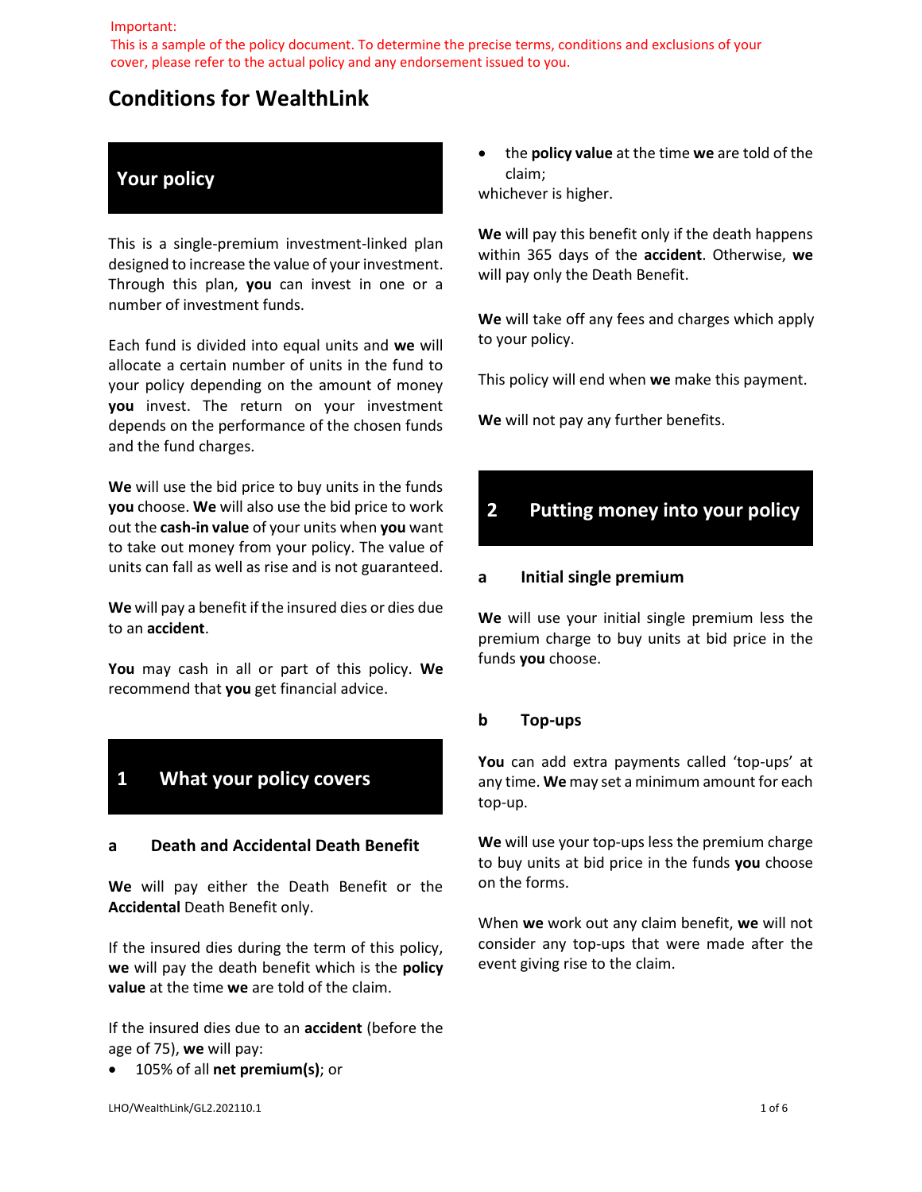Important:
This is a sample of the policy document. To determine the precise terms, conditions and exclusions of your cover, please refer to the actual policy and any endorsement issued to you.

# Conditions for WealthLink

## Your policy

This is a single-premium investment-linked plan designed to increase the value of your investment. Through this plan, **you** can invest in one or a number of investment funds.

Each fund is divided into equal units and **we** will allocate a certain number of units in the fund to your policy depending on the amount of money **you** invest. The return on your investment depends on the performance of the chosen funds and the fund charges.

**We** will use the bid price to buy units in the funds **you** choose. **We** will also use the bid price to work out the **cash-in value** of your units when **you** want to take out money from your policy. The value of units can fall as well as rise and is not guaranteed.

**We** will pay a benefit if the insured dies or dies due to an **accident**.

**You** may cash in all or part of this policy. **We** recommend that **you** get financial advice.

## 1 What your policy covers

### a Death and Accidental Death Benefit

**We** will pay either the Death Benefit or the **Accidental** Death Benefit only.

If the insured dies during the term of this policy, **we** will pay the death benefit which is the **policy value** at the time **we** are told of the claim.

If the insured dies due to an **accident** (before the age of 75), **we** will pay:

- 105% of all **net premium(s)**; or
- the **policy value** at the time **we** are told of the claim;

whichever is higher.

**We** will pay this benefit only if the death happens within 365 days of the **accident**. Otherwise, **we** will pay only the Death Benefit.

**We** will take off any fees and charges which apply to your policy.

This policy will end when **we** make this payment.

**We** will not pay any further benefits.

## 2 Putting money into your policy

### a Initial single premium

**We** will use your initial single premium less the premium charge to buy units at bid price in the funds **you** choose.

### b Top-ups

**You** can add extra payments called 'top-ups' at any time. **We** may set a minimum amount for each top-up.

**We** will use your top-ups less the premium charge to buy units at bid price in the funds **you** choose on the forms.

When **we** work out any claim benefit, **we** will not consider any top-ups that were made after the event giving rise to the claim.

LHO/WealthLink/GL2.202110.1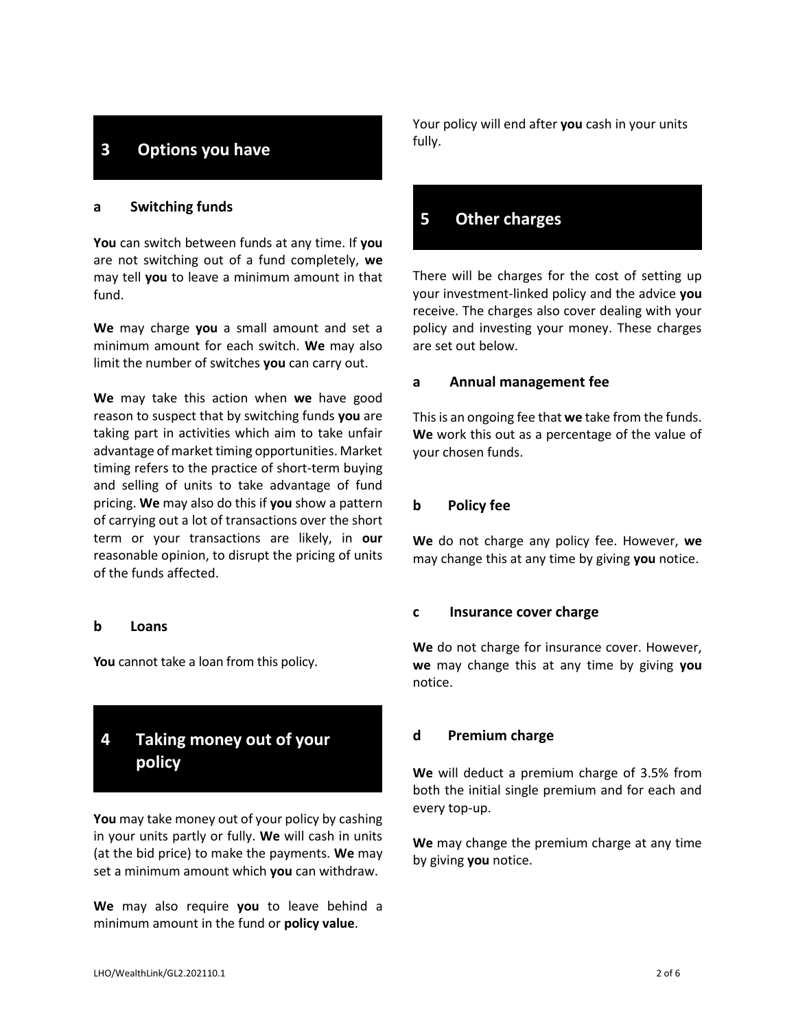## 3 Options you have

### a Switching funds

**You** can switch between funds at any time. If **you** are not switching out of a fund completely, **we** may tell **you** to leave a minimum amount in that fund.

**We** may charge **you** a small amount and set a minimum amount for each switch. **We** may also limit the number of switches **you** can carry out.

**We** may take this action when **we** have good reason to suspect that by switching funds **you** are taking part in activities which aim to take unfair advantage of market timing opportunities. Market timing refers to the practice of short-term buying and selling of units to take advantage of fund pricing. **We** may also do this if **you** show a pattern of carrying out a lot of transactions over the short term or your transactions are likely, in **our** reasonable opinion, to disrupt the pricing of units of the funds affected.

### b Loans

**You** cannot take a loan from this policy.

## 4 Taking money out of your policy

**You** may take money out of your policy by cashing in your units partly or fully. **We** will cash in units (at the bid price) to make the payments. **We** may set a minimum amount which **you** can withdraw.

**We** may also require **you** to leave behind a minimum amount in the fund or **policy value**.

Your policy will end after **you** cash in your units fully.

## 5 Other charges

There will be charges for the cost of setting up your investment-linked policy and the advice **you** receive. The charges also cover dealing with your policy and investing your money. These charges are set out below.

### a Annual management fee

This is an ongoing fee that **we** take from the funds. **We** work this out as a percentage of the value of your chosen funds.

### b Policy fee

**We** do not charge any policy fee. However, **we** may change this at any time by giving **you** notice.

### c Insurance cover charge

**We** do not charge for insurance cover. However, **we** may change this at any time by giving **you** notice.

### d Premium charge

**We** will deduct a premium charge of 3.5% from both the initial single premium and for each and every top-up.

**We** may change the premium charge at any time by giving **you** notice.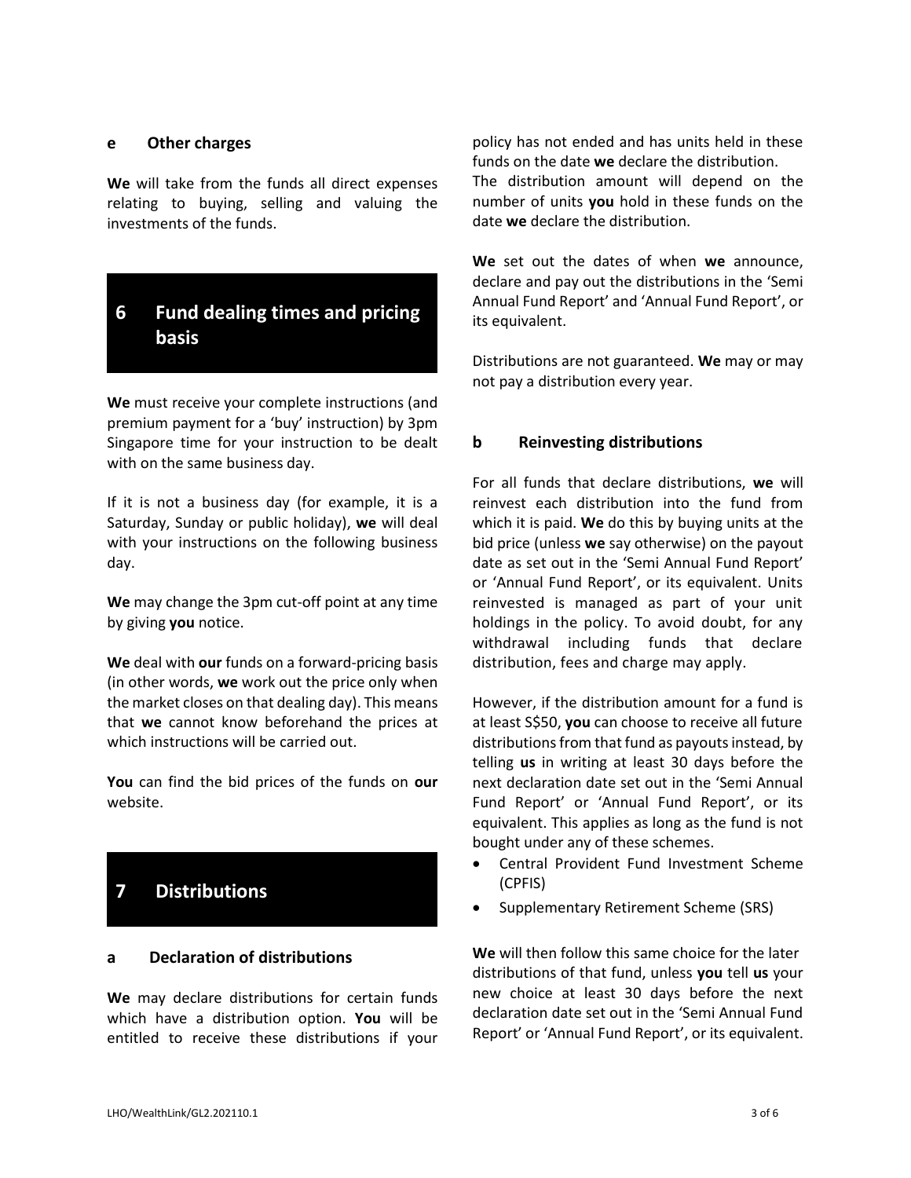### e Other charges

**We** will take from the funds all direct expenses relating to buying, selling and valuing the investments of the funds.

## 6 Fund dealing times and pricing basis

**We** must receive your complete instructions (and premium payment for a 'buy' instruction) by 3pm Singapore time for your instruction to be dealt with on the same business day.

If it is not a business day (for example, it is a Saturday, Sunday or public holiday), **we** will deal with your instructions on the following business day.

**We** may change the 3pm cut-off point at any time by giving **you** notice.

**We** deal with **our** funds on a forward-pricing basis (in other words, **we** work out the price only when the market closes on that dealing day). This means that **we** cannot know beforehand the prices at which instructions will be carried out.

**You** can find the bid prices of the funds on **our** website.

## 7 Distributions

### a Declaration of distributions

**We** may declare distributions for certain funds which have a distribution option. **You** will be entitled to receive these distributions if your policy has not ended and has units held in these funds on the date **we** declare the distribution. The distribution amount will depend on the number of units **you** hold in these funds on the date **we** declare the distribution.

**We** set out the dates of when **we** announce, declare and pay out the distributions in the 'Semi Annual Fund Report' and 'Annual Fund Report', or its equivalent.

Distributions are not guaranteed. **We** may or may not pay a distribution every year.

### b Reinvesting distributions

For all funds that declare distributions, **we** will reinvest each distribution into the fund from which it is paid. **We** do this by buying units at the bid price (unless **we** say otherwise) on the payout date as set out in the 'Semi Annual Fund Report' or 'Annual Fund Report', or its equivalent. Units reinvested is managed as part of your unit holdings in the policy. To avoid doubt, for any withdrawal including funds that declare distribution, fees and charge may apply.

However, if the distribution amount for a fund is at least S$50, **you** can choose to receive all future distributions from that fund as payouts instead, by telling **us** in writing at least 30 days before the next declaration date set out in the 'Semi Annual Fund Report' or 'Annual Fund Report', or its equivalent. This applies as long as the fund is not bought under any of these schemes.

- Central Provident Fund Investment Scheme (CPFIS)
- Supplementary Retirement Scheme (SRS)

**We** will then follow this same choice for the later distributions of that fund, unless **you** tell **us** your new choice at least 30 days before the next declaration date set out in the 'Semi Annual Fund Report' or 'Annual Fund Report', or its equivalent.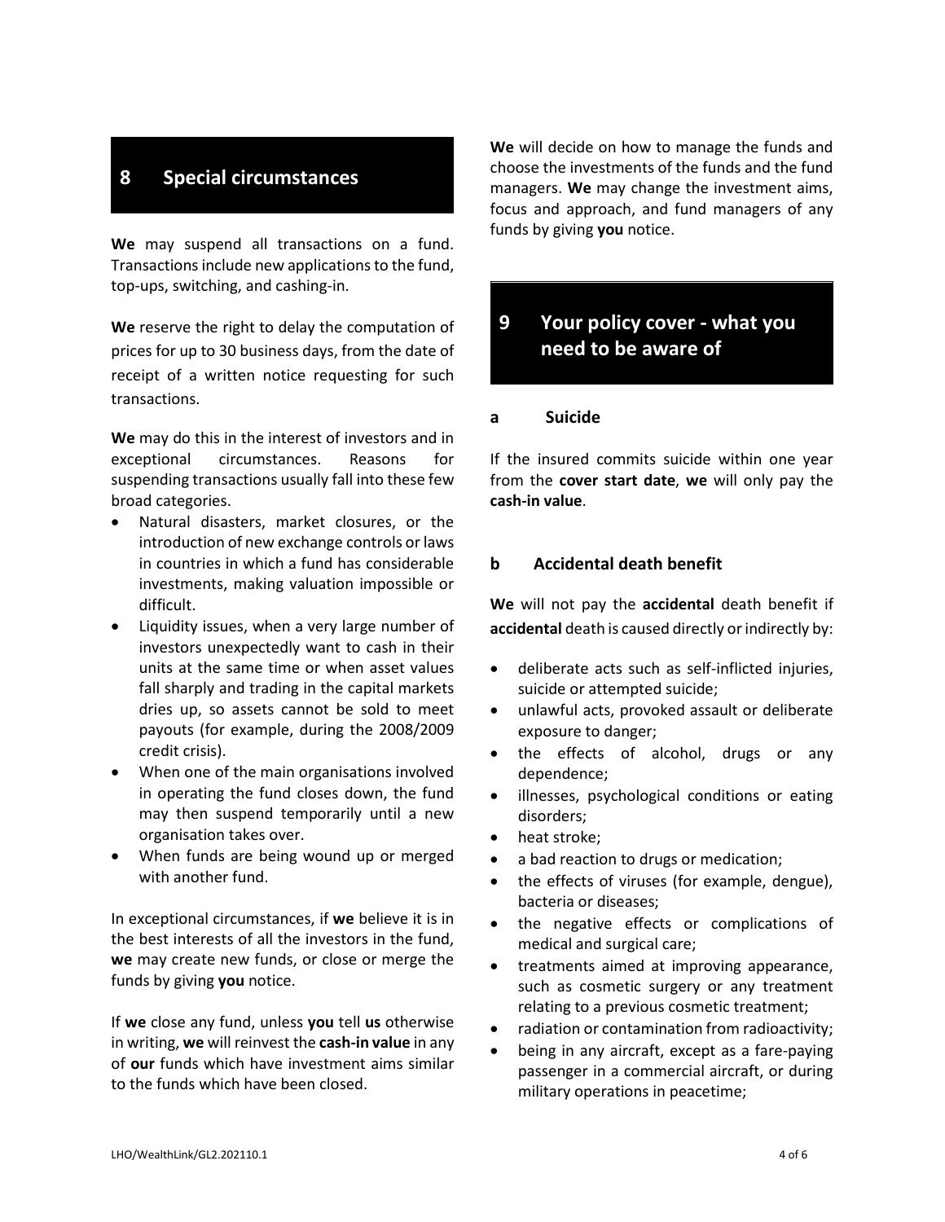## 8 Special circumstances

**We** may suspend all transactions on a fund. Transactions include new applications to the fund, top-ups, switching, and cashing-in.

**We** reserve the right to delay the computation of prices for up to 30 business days, from the date of receipt of a written notice requesting for such transactions.

**We** may do this in the interest of investors and in exceptional circumstances. Reasons for suspending transactions usually fall into these few broad categories.

- Natural disasters, market closures, or the introduction of new exchange controls or laws in countries in which a fund has considerable investments, making valuation impossible or difficult.
- Liquidity issues, when a very large number of investors unexpectedly want to cash in their units at the same time or when asset values fall sharply and trading in the capital markets dries up, so assets cannot be sold to meet payouts (for example, during the 2008/2009 credit crisis).
- When one of the main organisations involved in operating the fund closes down, the fund may then suspend temporarily until a new organisation takes over.
- When funds are being wound up or merged with another fund.

In exceptional circumstances, if **we** believe it is in the best interests of all the investors in the fund, **we** may create new funds, or close or merge the funds by giving **you** notice.

If **we** close any fund, unless **you** tell **us** otherwise in writing, **we** will reinvest the **cash-in value** in any of **our** funds which have investment aims similar to the funds which have been closed.

**We** will decide on how to manage the funds and choose the investments of the funds and the fund managers. **We** may change the investment aims, focus and approach, and fund managers of any funds by giving **you** notice.

## 9 Your policy cover - what you need to be aware of

### a Suicide

If the insured commits suicide within one year from the **cover start date**, **we** will only pay the **cash-in value**.

### b Accidental death benefit

**We** will not pay the **accidental** death benefit if **accidental** death is caused directly or indirectly by:

- deliberate acts such as self-inflicted injuries, suicide or attempted suicide;
- unlawful acts, provoked assault or deliberate exposure to danger;
- the effects of alcohol, drugs or any dependence;
- illnesses, psychological conditions or eating disorders;
- heat stroke;
- a bad reaction to drugs or medication;
- the effects of viruses (for example, dengue), bacteria or diseases;
- the negative effects or complications of medical and surgical care;
- treatments aimed at improving appearance, such as cosmetic surgery or any treatment relating to a previous cosmetic treatment;
- radiation or contamination from radioactivity;
- being in any aircraft, except as a fare-paying passenger in a commercial aircraft, or during military operations in peacetime;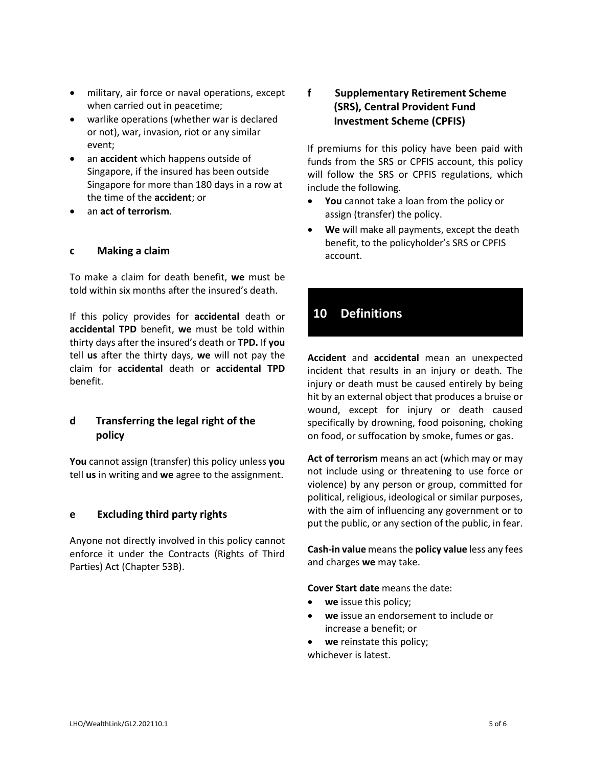- military, air force or naval operations, except when carried out in peacetime;
- warlike operations (whether war is declared or not), war, invasion, riot or any similar event;
- an **accident** which happens outside of Singapore, if the insured has been outside Singapore for more than 180 days in a row at the time of the **accident**; or
- an **act of terrorism**.

### c Making a claim

To make a claim for death benefit, **we** must be told within six months after the insured's death.

If this policy provides for **accidental** death or **accidental TPD** benefit, **we** must be told within thirty days after the insured's death or **TPD.** If **you** tell **us** after the thirty days, **we** will not pay the claim for **accidental** death or **accidental TPD** benefit.

### d Transferring the legal right of the policy

**You** cannot assign (transfer) this policy unless **you** tell **us** in writing and **we** agree to the assignment.

### e Excluding third party rights

Anyone not directly involved in this policy cannot enforce it under the Contracts (Rights of Third Parties) Act (Chapter 53B).

### f Supplementary Retirement Scheme (SRS), Central Provident Fund Investment Scheme (CPFIS)

If premiums for this policy have been paid with funds from the SRS or CPFIS account, this policy will follow the SRS or CPFIS regulations, which include the following.

- **You** cannot take a loan from the policy or assign (transfer) the policy.
- **We** will make all payments, except the death benefit, to the policyholder's SRS or CPFIS account.

## 10 Definitions

**Accident** and **accidental** mean an unexpected incident that results in an injury or death. The injury or death must be caused entirely by being hit by an external object that produces a bruise or wound, except for injury or death caused specifically by drowning, food poisoning, choking on food, or suffocation by smoke, fumes or gas.

**Act of terrorism** means an act (which may or may not include using or threatening to use force or violence) by any person or group, committed for political, religious, ideological or similar purposes, with the aim of influencing any government or to put the public, or any section of the public, in fear.

**Cash-in value** means the **policy value** less any fees and charges **we** may take.

**Cover Start date** means the date:

- **we** issue this policy;
- **we** issue an endorsement to include or increase a benefit; or
- **we** reinstate this policy;

whichever is latest.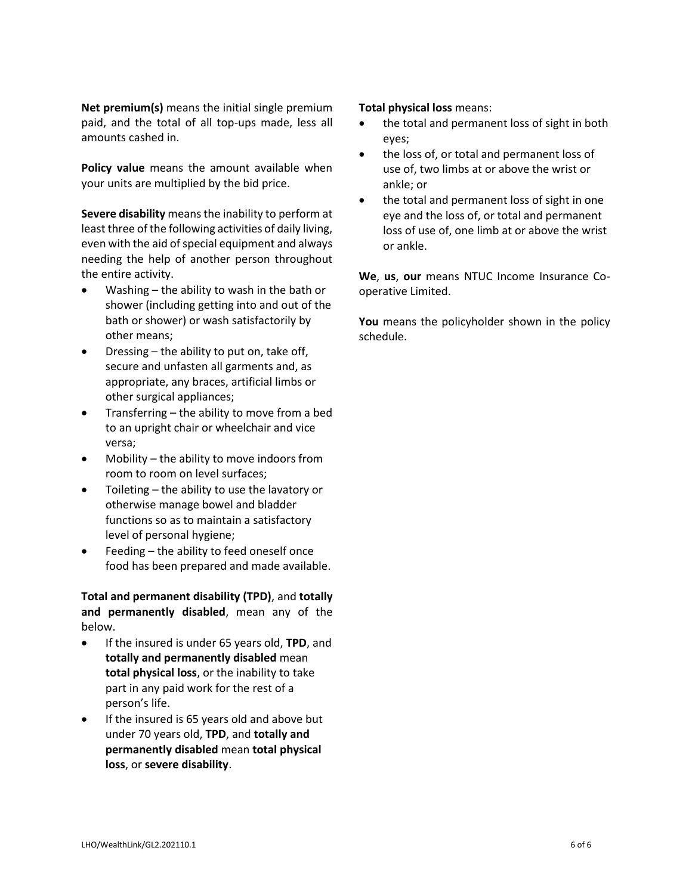**Net premium(s)** means the initial single premium paid, and the total of all top-ups made, less all amounts cashed in.

**Policy value** means the amount available when your units are multiplied by the bid price.

**Severe disability** means the inability to perform at least three of the following activities of daily living, even with the aid of special equipment and always needing the help of another person throughout the entire activity.

- Washing – the ability to wash in the bath or shower (including getting into and out of the bath or shower) or wash satisfactorily by other means;
- Dressing – the ability to put on, take off, secure and unfasten all garments and, as appropriate, any braces, artificial limbs or other surgical appliances;
- Transferring – the ability to move from a bed to an upright chair or wheelchair and vice versa;
- Mobility – the ability to move indoors from room to room on level surfaces;
- Toileting – the ability to use the lavatory or otherwise manage bowel and bladder functions so as to maintain a satisfactory level of personal hygiene;
- Feeding – the ability to feed oneself once food has been prepared and made available.

**Total and permanent disability (TPD)**, and **totally and permanently disabled**, mean any of the below.

- If the insured is under 65 years old, **TPD**, and **totally and permanently disabled** mean **total physical loss**, or the inability to take part in any paid work for the rest of a person's life.
- If the insured is 65 years old and above but under 70 years old, **TPD**, and **totally and permanently disabled** mean **total physical loss**, or **severe disability**.

**Total physical loss** means:

- the total and permanent loss of sight in both eyes;
- the loss of, or total and permanent loss of use of, two limbs at or above the wrist or ankle; or
- the total and permanent loss of sight in one eye and the loss of, or total and permanent loss of use of, one limb at or above the wrist or ankle.

**We**, **us**, **our** means NTUC Income Insurance Co-operative Limited.

**You** means the policyholder shown in the policy schedule.

LHO/WealthLink/GL2.202110.1